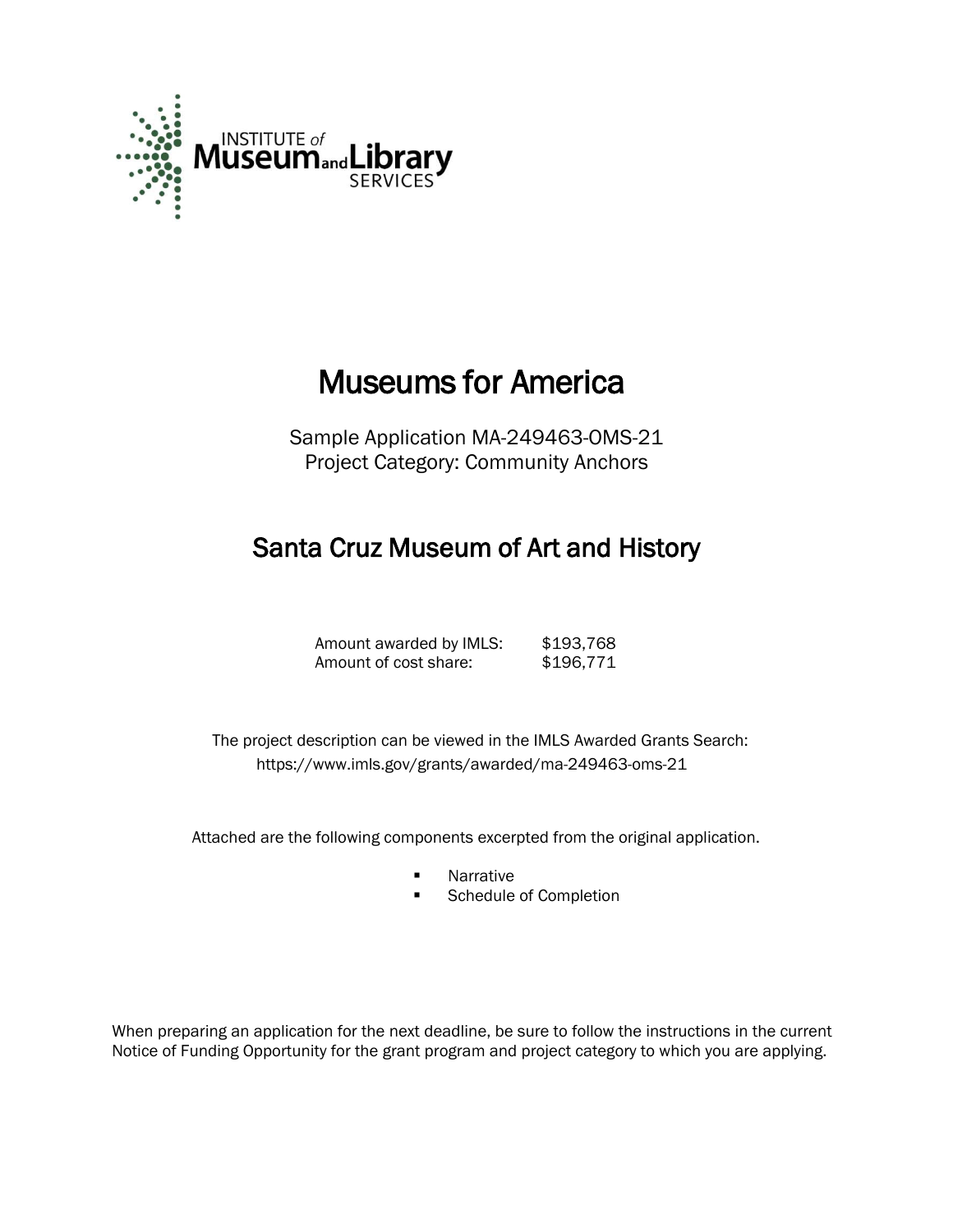INSTITUTE of Museum and Library SERVICES

# Museums for America

Sample Application MA-249463-OMS-21
Project Category: Community Anchors

## Santa Cruz Museum of Art and History

| | |
|---|---|
| Amount awarded by IMLS: | $193,768 |
| Amount of cost share: | $196,771 |

The project description can be viewed in the IMLS Awarded Grants Search:
https://www.imls.gov/grants/awarded/ma-249463-oms-21

Attached are the following components excerpted from the original application.

- Narrative
- Schedule of Completion

When preparing an application for the next deadline, be sure to follow the instructions in the current Notice of Funding Opportunity for the grant program and project category to which you are applying.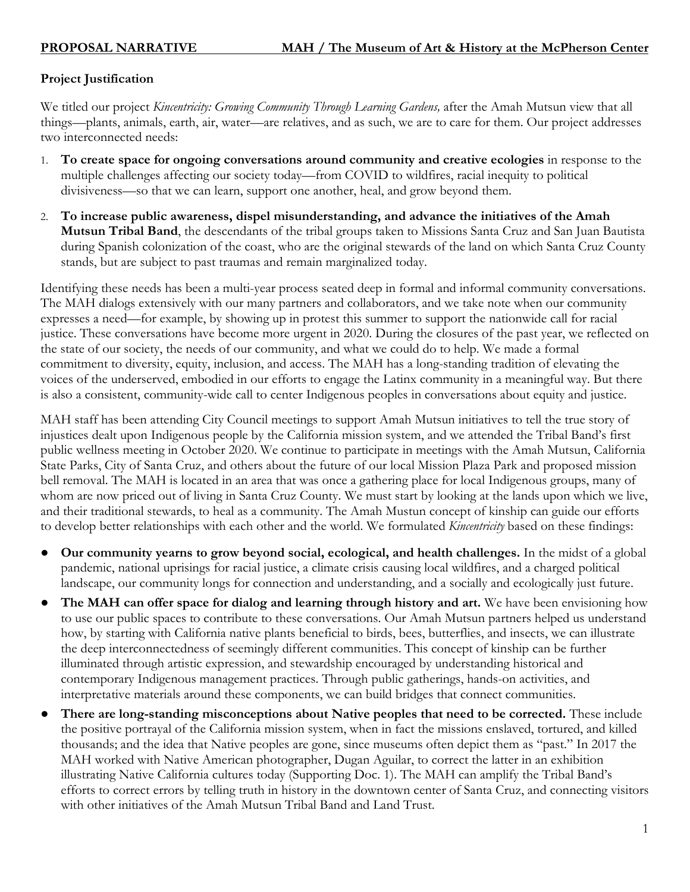**PROPOSAL NARRATIVE MAH / The Museum of Art & History at the McPherson Center**

**Project Justification**

We titled our project *Kincentricity: Growing Community Through Learning Gardens,* after the Amah Mutsun view that all things—plants, animals, earth, air, water—are relatives, and as such, we are to care for them. Our project addresses two interconnected needs:

1. **To create space for ongoing conversations around community and creative ecologies** in response to the multiple challenges affecting our society today—from COVID to wildfires, racial inequity to political divisiveness—so that we can learn, support one another, heal, and grow beyond them.
2. **To increase public awareness, dispel misunderstanding, and advance the initiatives of the Amah Mutsun Tribal Band**, the descendants of the tribal groups taken to Missions Santa Cruz and San Juan Bautista during Spanish colonization of the coast, who are the original stewards of the land on which Santa Cruz County stands, but are subject to past traumas and remain marginalized today.

Identifying these needs has been a multi-year process seated deep in formal and informal community conversations. The MAH dialogs extensively with our many partners and collaborators, and we take note when our community expresses a need—for example, by showing up in protest this summer to support the nationwide call for racial justice. These conversations have become more urgent in 2020. During the closures of the past year, we reflected on the state of our society, the needs of our community, and what we could do to help. We made a formal commitment to diversity, equity, inclusion, and access. The MAH has a long-standing tradition of elevating the voices of the underserved, embodied in our efforts to engage the Latinx community in a meaningful way. But there is also a consistent, community-wide call to center Indigenous peoples in conversations about equity and justice.

MAH staff has been attending City Council meetings to support Amah Mutsun initiatives to tell the true story of injustices dealt upon Indigenous people by the California mission system, and we attended the Tribal Band's first public wellness meeting in October 2020. We continue to participate in meetings with the Amah Mutsun, California State Parks, City of Santa Cruz, and others about the future of our local Mission Plaza Park and proposed mission bell removal. The MAH is located in an area that was once a gathering place for local Indigenous groups, many of whom are now priced out of living in Santa Cruz County. We must start by looking at the lands upon which we live, and their traditional stewards, to heal as a community. The Amah Mustun concept of kinship can guide our efforts to develop better relationships with each other and the world. We formulated *Kincentricity* based on these findings:

- **Our community yearns to grow beyond social, ecological, and health challenges.** In the midst of a global pandemic, national uprisings for racial justice, a climate crisis causing local wildfires, and a charged political landscape, our community longs for connection and understanding, and a socially and ecologically just future.
- **The MAH can offer space for dialog and learning through history and art.** We have been envisioning how to use our public spaces to contribute to these conversations. Our Amah Mutsun partners helped us understand how, by starting with California native plants beneficial to birds, bees, butterflies, and insects, we can illustrate the deep interconnectedness of seemingly different communities. This concept of kinship can be further illuminated through artistic expression, and stewardship encouraged by understanding historical and contemporary Indigenous management practices. Through public gatherings, hands-on activities, and interpretative materials around these components, we can build bridges that connect communities.
- **There are long-standing misconceptions about Native peoples that need to be corrected.** These include the positive portrayal of the California mission system, when in fact the missions enslaved, tortured, and killed thousands; and the idea that Native peoples are gone, since museums often depict them as "past." In 2017 the MAH worked with Native American photographer, Dugan Aguilar, to correct the latter in an exhibition illustrating Native California cultures today (Supporting Doc. 1). The MAH can amplify the Tribal Band's efforts to correct errors by telling truth in history in the downtown center of Santa Cruz, and connecting visitors with other initiatives of the Amah Mutsun Tribal Band and Land Trust.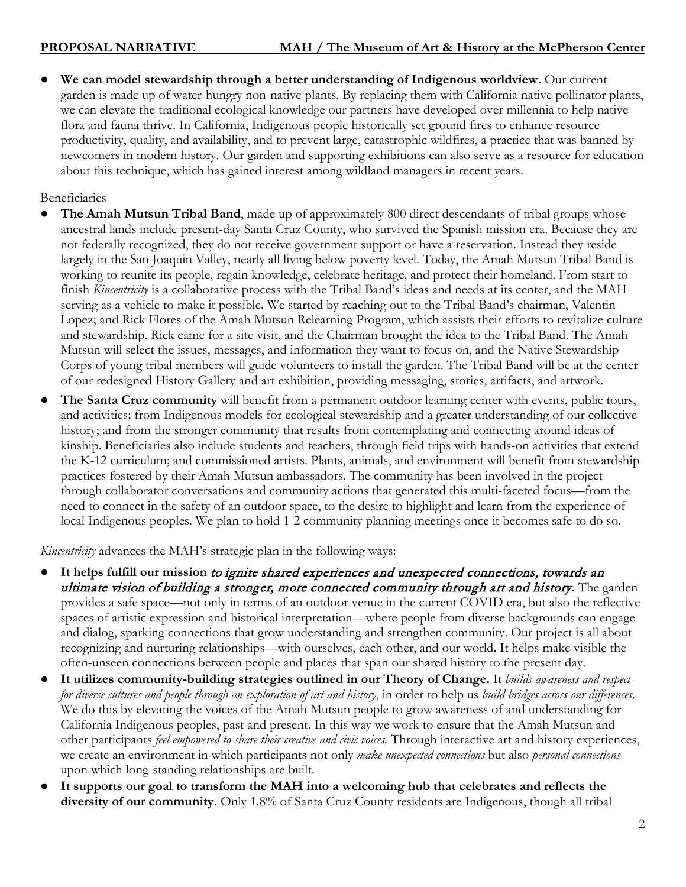- **We can model stewardship through a better understanding of Indigenous worldview.** Our current garden is made up of water-hungry non-native plants. By replacing them with California native pollinator plants, we can elevate the traditional ecological knowledge our partners have developed over millennia to help native flora and fauna thrive. In California, Indigenous people historically set ground fires to enhance resource productivity, quality, and availability, and to prevent large, catastrophic wildfires, a practice that was banned by newcomers in modern history. Our garden and supporting exhibitions can also serve as a resource for education about this technique, which has gained interest among wildland managers in recent years.

Beneficiaries

- **The Amah Mutsun Tribal Band**, made up of approximately 800 direct descendants of tribal groups whose ancestral lands include present-day Santa Cruz County, who survived the Spanish mission era. Because they are not federally recognized, they do not receive government support or have a reservation. Instead they reside largely in the San Joaquin Valley, nearly all living below poverty level. Today, the Amah Mutsun Tribal Band is working to reunite its people, regain knowledge, celebrate heritage, and protect their homeland. From start to finish *Kincentricity* is a collaborative process with the Tribal Band's ideas and needs at its center, and the MAH serving as a vehicle to make it possible. We started by reaching out to the Tribal Band's chairman, Valentin Lopez; and Rick Flores of the Amah Mutsun Relearning Program, which assists their efforts to revitalize culture and stewardship. Rick came for a site visit, and the Chairman brought the idea to the Tribal Band. The Amah Mutsun will select the issues, messages, and information they want to focus on, and the Native Stewardship Corps of young tribal members will guide volunteers to install the garden. The Tribal Band will be at the center of our redesigned History Gallery and art exhibition, providing messaging, stories, artifacts, and artwork.
- **The Santa Cruz community** will benefit from a permanent outdoor learning center with events, public tours, and activities; from Indigenous models for ecological stewardship and a greater understanding of our collective history; and from the stronger community that results from contemplating and connecting around ideas of kinship. Beneficiaries also include students and teachers, through field trips with hands-on activities that extend the K-12 curriculum; and commissioned artists. Plants, animals, and environment will benefit from stewardship practices fostered by their Amah Mutsun ambassadors. The community has been involved in the project through collaborator conversations and community actions that generated this multi-faceted focus—from the need to connect in the safety of an outdoor space, to the desire to highlight and learn from the experience of local Indigenous peoples. We plan to hold 1-2 community planning meetings once it becomes safe to do so.

*Kincentricity* advances the MAH's strategic plan in the following ways:

- **It helps fulfill our mission** ***to ignite shared experiences and unexpected connections, towards an ultimate vision of building a stronger, more connected community through art and history.*** The garden provides a safe space—not only in terms of an outdoor venue in the current COVID era, but also the reflective spaces of artistic expression and historical interpretation—where people from diverse backgrounds can engage and dialog, sparking connections that grow understanding and strengthen community. Our project is all about recognizing and nurturing relationships—with ourselves, each other, and our world. It helps make visible the often-unseen connections between people and places that span our shared history to the present day.
- **It utilizes community-building strategies outlined in our Theory of Change.** It *builds awareness and respect for diverse cultures and people through an exploration of art and history*, in order to help us *build bridges across our differences*. We do this by elevating the voices of the Amah Mutsun people to grow awareness of and understanding for California Indigenous peoples, past and present. In this way we work to ensure that the Amah Mutsun and other participants *feel empowered to share their creative and civic voices.* Through interactive art and history experiences, we create an environment in which participants not only *make unexpected connections* but also *personal connections* upon which long-standing relationships are built.
- **It supports our goal to transform the MAH into a welcoming hub that celebrates and reflects the diversity of our community.** Only 1.8% of Santa Cruz County residents are Indigenous, though all tribal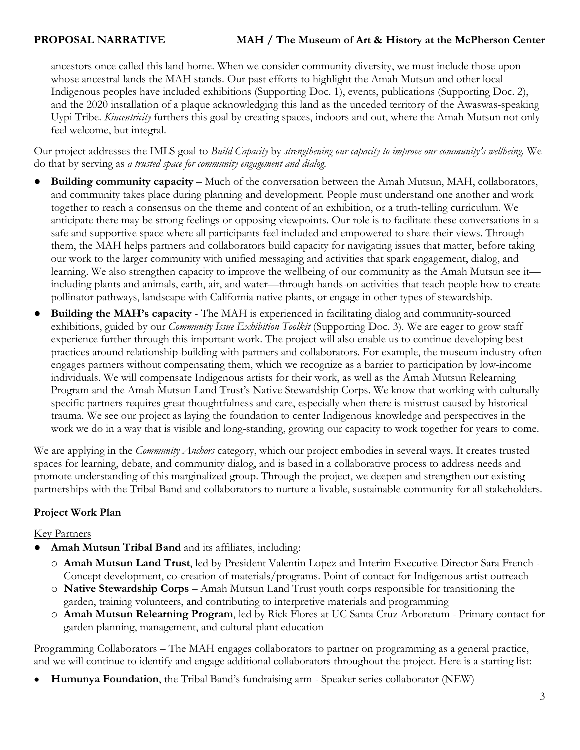ancestors once called this land home. When we consider community diversity, we must include those upon whose ancestral lands the MAH stands. Our past efforts to highlight the Amah Mutsun and other local Indigenous peoples have included exhibitions (Supporting Doc. 1), events, publications (Supporting Doc. 2), and the 2020 installation of a plaque acknowledging this land as the unceded territory of the Awaswas-speaking Uypi Tribe. *Kincentricity* furthers this goal by creating spaces, indoors and out, where the Amah Mutsun not only feel welcome, but integral.

Our project addresses the IMLS goal to *Build Capacity* by *strengthening our capacity to improve our community's wellbeing.* We do that by serving as *a trusted space for community engagement and dialog.*

- **Building community capacity** – Much of the conversation between the Amah Mutsun, MAH, collaborators, and community takes place during planning and development. People must understand one another and work together to reach a consensus on the theme and content of an exhibition, or a truth-telling curriculum. We anticipate there may be strong feelings or opposing viewpoints. Our role is to facilitate these conversations in a safe and supportive space where all participants feel included and empowered to share their views. Through them, the MAH helps partners and collaborators build capacity for navigating issues that matter, before taking our work to the larger community with unified messaging and activities that spark engagement, dialog, and learning. We also strengthen capacity to improve the wellbeing of our community as the Amah Mutsun see it—including plants and animals, earth, air, and water—through hands-on activities that teach people how to create pollinator pathways, landscape with California native plants, or engage in other types of stewardship.
- **Building the MAH's capacity** - The MAH is experienced in facilitating dialog and community-sourced exhibitions, guided by our *Community Issue Exhibition Toolkit* (Supporting Doc. 3). We are eager to grow staff experience further through this important work. The project will also enable us to continue developing best practices around relationship-building with partners and collaborators. For example, the museum industry often engages partners without compensating them, which we recognize as a barrier to participation by low-income individuals. We will compensate Indigenous artists for their work, as well as the Amah Mutsun Relearning Program and the Amah Mutsun Land Trust's Native Stewardship Corps. We know that working with culturally specific partners requires great thoughtfulness and care, especially when there is mistrust caused by historical trauma. We see our project as laying the foundation to center Indigenous knowledge and perspectives in the work we do in a way that is visible and long-standing, growing our capacity to work together for years to come.

We are applying in the *Community Anchors* category, which our project embodies in several ways. It creates trusted spaces for learning, debate, and community dialog, and is based in a collaborative process to address needs and promote understanding of this marginalized group. Through the project, we deepen and strengthen our existing partnerships with the Tribal Band and collaborators to nurture a livable, sustainable community for all stakeholders.

**Project Work Plan**

Key Partners

- **Amah Mutsun Tribal Band** and its affiliates, including:
  - **Amah Mutsun Land Trust**, led by President Valentin Lopez and Interim Executive Director Sara French - Concept development, co-creation of materials/programs. Point of contact for Indigenous artist outreach
  - **Native Stewardship Corps** – Amah Mutsun Land Trust youth corps responsible for transitioning the garden, training volunteers, and contributing to interpretive materials and programming
  - **Amah Mutsun Relearning Program**, led by Rick Flores at UC Santa Cruz Arboretum - Primary contact for garden planning, management, and cultural plant education

Programming Collaborators – The MAH engages collaborators to partner on programming as a general practice, and we will continue to identify and engage additional collaborators throughout the project. Here is a starting list:

- **Humunya Foundation**, the Tribal Band's fundraising arm - Speaker series collaborator (NEW)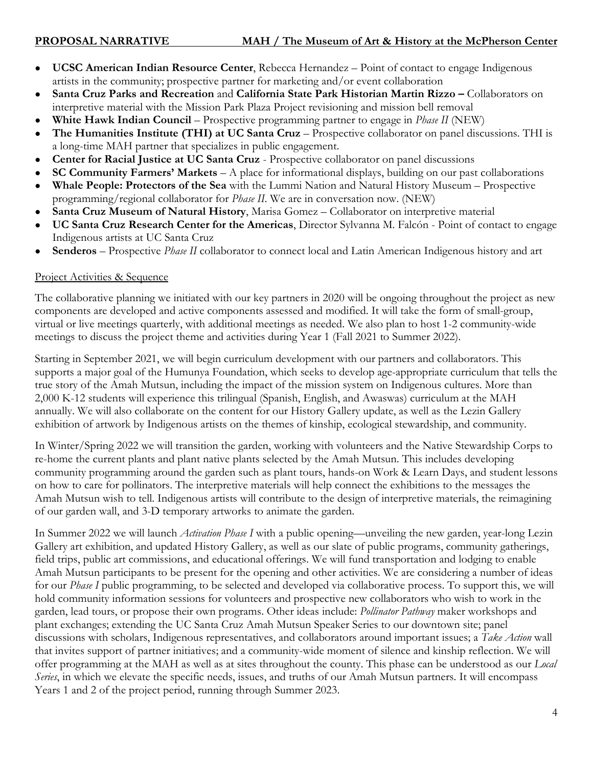- **UCSC American Indian Resource Center**, Rebecca Hernandez – Point of contact to engage Indigenous artists in the community; prospective partner for marketing and/or event collaboration
- **Santa Cruz Parks and Recreation** and **California State Park Historian Martin Rizzo –** Collaborators on interpretive material with the Mission Park Plaza Project revisioning and mission bell removal
- **White Hawk Indian Council** – Prospective programming partner to engage in *Phase II* (NEW)
- **The Humanities Institute (THI) at UC Santa Cruz** – Prospective collaborator on panel discussions. THI is a long-time MAH partner that specializes in public engagement.
- **Center for Racial Justice at UC Santa Cruz** - Prospective collaborator on panel discussions
- **SC Community Farmers' Markets** – A place for informational displays, building on our past collaborations
- **Whale People: Protectors of the Sea** with the Lummi Nation and Natural History Museum – Prospective programming/regional collaborator for *Phase II*. We are in conversation now. (NEW)
- **Santa Cruz Museum of Natural History**, Marisa Gomez – Collaborator on interpretive material
- **UC Santa Cruz Research Center for the Americas**, Director Sylvanna M. Falcón - Point of contact to engage Indigenous artists at UC Santa Cruz
- **Senderos** – Prospective *Phase II* collaborator to connect local and Latin American Indigenous history and art

<u>Project Activities & Sequence</u>

The collaborative planning we initiated with our key partners in 2020 will be ongoing throughout the project as new components are developed and active components assessed and modified. It will take the form of small-group, virtual or live meetings quarterly, with additional meetings as needed. We also plan to host 1-2 community-wide meetings to discuss the project theme and activities during Year 1 (Fall 2021 to Summer 2022).

Starting in September 2021, we will begin curriculum development with our partners and collaborators. This supports a major goal of the Humunya Foundation, which seeks to develop age-appropriate curriculum that tells the true story of the Amah Mutsun, including the impact of the mission system on Indigenous cultures. More than 2,000 K-12 students will experience this trilingual (Spanish, English, and Awaswas) curriculum at the MAH annually. We will also collaborate on the content for our History Gallery update, as well as the Lezin Gallery exhibition of artwork by Indigenous artists on the themes of kinship, ecological stewardship, and community.

In Winter/Spring 2022 we will transition the garden, working with volunteers and the Native Stewardship Corps to re-home the current plants and plant native plants selected by the Amah Mutsun. This includes developing community programming around the garden such as plant tours, hands-on Work & Learn Days, and student lessons on how to care for pollinators. The interpretive materials will help connect the exhibitions to the messages the Amah Mutsun wish to tell. Indigenous artists will contribute to the design of interpretive materials, the reimagining of our garden wall, and 3-D temporary artworks to animate the garden.

In Summer 2022 we will launch *Activation Phase I* with a public opening—unveiling the new garden, year-long Lezin Gallery art exhibition, and updated History Gallery, as well as our slate of public programs, community gatherings, field trips, public art commissions, and educational offerings. We will fund transportation and lodging to enable Amah Mutsun participants to be present for the opening and other activities. We are considering a number of ideas for our *Phase I* public programming, to be selected and developed via collaborative process. To support this, we will hold community information sessions for volunteers and prospective new collaborators who wish to work in the garden, lead tours, or propose their own programs. Other ideas include: *Pollinator Pathway* maker workshops and plant exchanges; extending the UC Santa Cruz Amah Mutsun Speaker Series to our downtown site; panel discussions with scholars, Indigenous representatives, and collaborators around important issues; a *Take Action* wall that invites support of partner initiatives; and a community-wide moment of silence and kinship reflection. We will offer programming at the MAH as well as at sites throughout the county. This phase can be understood as our *Local Series*, in which we elevate the specific needs, issues, and truths of our Amah Mutsun partners. It will encompass Years 1 and 2 of the project period, running through Summer 2023.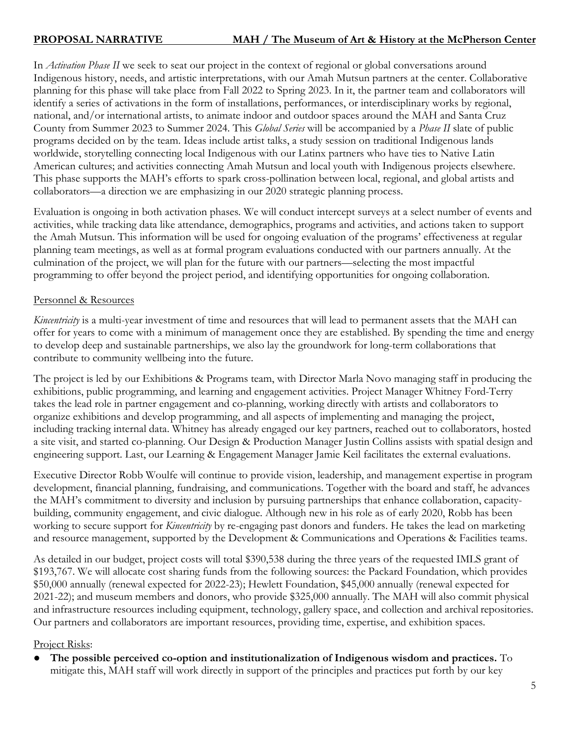In *Activation Phase II* we seek to seat our project in the context of regional or global conversations around Indigenous history, needs, and artistic interpretations, with our Amah Mutsun partners at the center. Collaborative planning for this phase will take place from Fall 2022 to Spring 2023. In it, the partner team and collaborators will identify a series of activations in the form of installations, performances, or interdisciplinary works by regional, national, and/or international artists, to animate indoor and outdoor spaces around the MAH and Santa Cruz County from Summer 2023 to Summer 2024. This *Global Series* will be accompanied by a *Phase II* slate of public programs decided on by the team. Ideas include artist talks, a study session on traditional Indigenous lands worldwide, storytelling connecting local Indigenous with our Latinx partners who have ties to Native Latin American cultures; and activities connecting Amah Mutsun and local youth with Indigenous projects elsewhere. This phase supports the MAH's efforts to spark cross-pollination between local, regional, and global artists and collaborators—a direction we are emphasizing in our 2020 strategic planning process.

Evaluation is ongoing in both activation phases. We will conduct intercept surveys at a select number of events and activities, while tracking data like attendance, demographics, programs and activities, and actions taken to support the Amah Mutsun. This information will be used for ongoing evaluation of the programs' effectiveness at regular planning team meetings, as well as at formal program evaluations conducted with our partners annually. At the culmination of the project, we will plan for the future with our partners—selecting the most impactful programming to offer beyond the project period, and identifying opportunities for ongoing collaboration.

## Personnel & Resources

*Kincentricity* is a multi-year investment of time and resources that will lead to permanent assets that the MAH can offer for years to come with a minimum of management once they are established. By spending the time and energy to develop deep and sustainable partnerships, we also lay the groundwork for long-term collaborations that contribute to community wellbeing into the future.

The project is led by our Exhibitions & Programs team, with Director Marla Novo managing staff in producing the exhibitions, public programming, and learning and engagement activities. Project Manager Whitney Ford-Terry takes the lead role in partner engagement and co-planning, working directly with artists and collaborators to organize exhibitions and develop programming, and all aspects of implementing and managing the project, including tracking internal data. Whitney has already engaged our key partners, reached out to collaborators, hosted a site visit, and started co-planning. Our Design & Production Manager Justin Collins assists with spatial design and engineering support. Last, our Learning & Engagement Manager Jamie Keil facilitates the external evaluations.

Executive Director Robb Woulfe will continue to provide vision, leadership, and management expertise in program development, financial planning, fundraising, and communications. Together with the board and staff, he advances the MAH's commitment to diversity and inclusion by pursuing partnerships that enhance collaboration, capacity-building, community engagement, and civic dialogue. Although new in his role as of early 2020, Robb has been working to secure support for *Kincentricity* by re-engaging past donors and funders. He takes the lead on marketing and resource management, supported by the Development & Communications and Operations & Facilities teams.

As detailed in our budget, project costs will total $390,538 during the three years of the requested IMLS grant of $193,767. We will allocate cost sharing funds from the following sources: the Packard Foundation, which provides $50,000 annually (renewal expected for 2022-23); Hewlett Foundation, $45,000 annually (renewal expected for 2021-22); and museum members and donors, who provide $325,000 annually. The MAH will also commit physical and infrastructure resources including equipment, technology, gallery space, and collection and archival repositories. Our partners and collaborators are important resources, providing time, expertise, and exhibition spaces.

## Project Risks:

- **The possible perceived co-option and institutionalization of Indigenous wisdom and practices.** To mitigate this, MAH staff will work directly in support of the principles and practices put forth by our key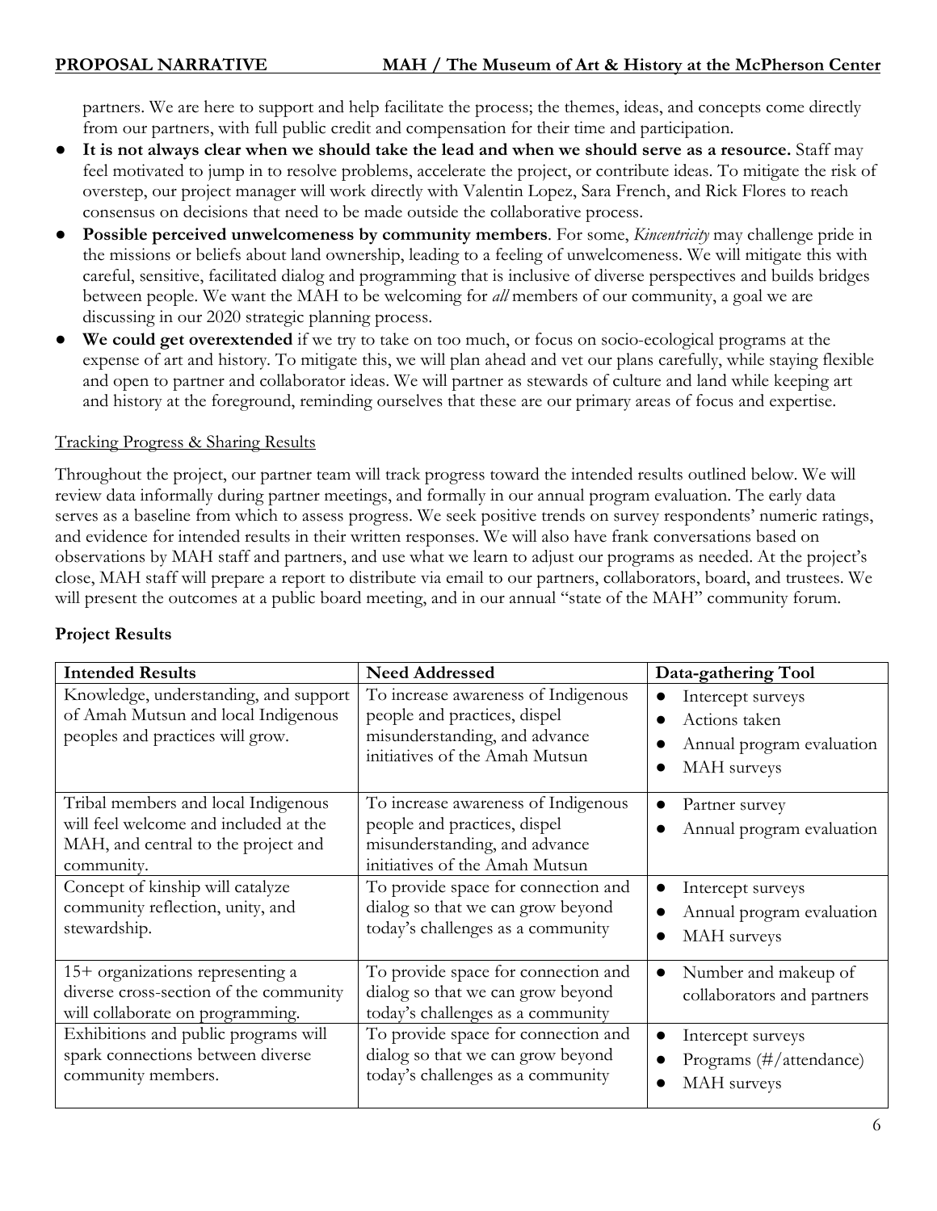partners. We are here to support and help facilitate the process; the themes, ideas, and concepts come directly from our partners, with full public credit and compensation for their time and participation.

- **It is not always clear when we should take the lead and when we should serve as a resource.** Staff may feel motivated to jump in to resolve problems, accelerate the project, or contribute ideas. To mitigate the risk of overstep, our project manager will work directly with Valentin Lopez, Sara French, and Rick Flores to reach consensus on decisions that need to be made outside the collaborative process.
- **Possible perceived unwelcomeness by community members**. For some, *Kincentricity* may challenge pride in the missions or beliefs about land ownership, leading to a feeling of unwelcomeness. We will mitigate this with careful, sensitive, facilitated dialog and programming that is inclusive of diverse perspectives and builds bridges between people. We want the MAH to be welcoming for *all* members of our community, a goal we are discussing in our 2020 strategic planning process.
- **We could get overextended** if we try to take on too much, or focus on socio-ecological programs at the expense of art and history. To mitigate this, we will plan ahead and vet our plans carefully, while staying flexible and open to partner and collaborator ideas. We will partner as stewards of culture and land while keeping art and history at the foreground, reminding ourselves that these are our primary areas of focus and expertise.

Tracking Progress & Sharing Results

Throughout the project, our partner team will track progress toward the intended results outlined below. We will review data informally during partner meetings, and formally in our annual program evaluation. The early data serves as a baseline from which to assess progress. We seek positive trends on survey respondents' numeric ratings, and evidence for intended results in their written responses. We will also have frank conversations based on observations by MAH staff and partners, and use what we learn to adjust our programs as needed. At the project's close, MAH staff will prepare a report to distribute via email to our partners, collaborators, board, and trustees. We will present the outcomes at a public board meeting, and in our annual "state of the MAH" community forum.

**Project Results**

| Intended Results | Need Addressed | Data-gathering Tool |
|---|---|---|
| Knowledge, understanding, and support of Amah Mutsun and local Indigenous peoples and practices will grow. | To increase awareness of Indigenous people and practices, dispel misunderstanding, and advance initiatives of the Amah Mutsun | • Intercept surveys<br>• Actions taken<br>• Annual program evaluation<br>• MAH surveys |
| Tribal members and local Indigenous will feel welcome and included at the MAH, and central to the project and community. | To increase awareness of Indigenous people and practices, dispel misunderstanding, and advance initiatives of the Amah Mutsun | • Partner survey<br>• Annual program evaluation |
| Concept of kinship will catalyze community reflection, unity, and stewardship. | To provide space for connection and dialog so that we can grow beyond today's challenges as a community | • Intercept surveys<br>• Annual program evaluation<br>• MAH surveys |
| 15+ organizations representing a diverse cross-section of the community will collaborate on programming. | To provide space for connection and dialog so that we can grow beyond today's challenges as a community | • Number and makeup of collaborators and partners |
| Exhibitions and public programs will spark connections between diverse community members. | To provide space for connection and dialog so that we can grow beyond today's challenges as a community | • Intercept surveys<br>• Programs (#/attendance)<br>• MAH surveys |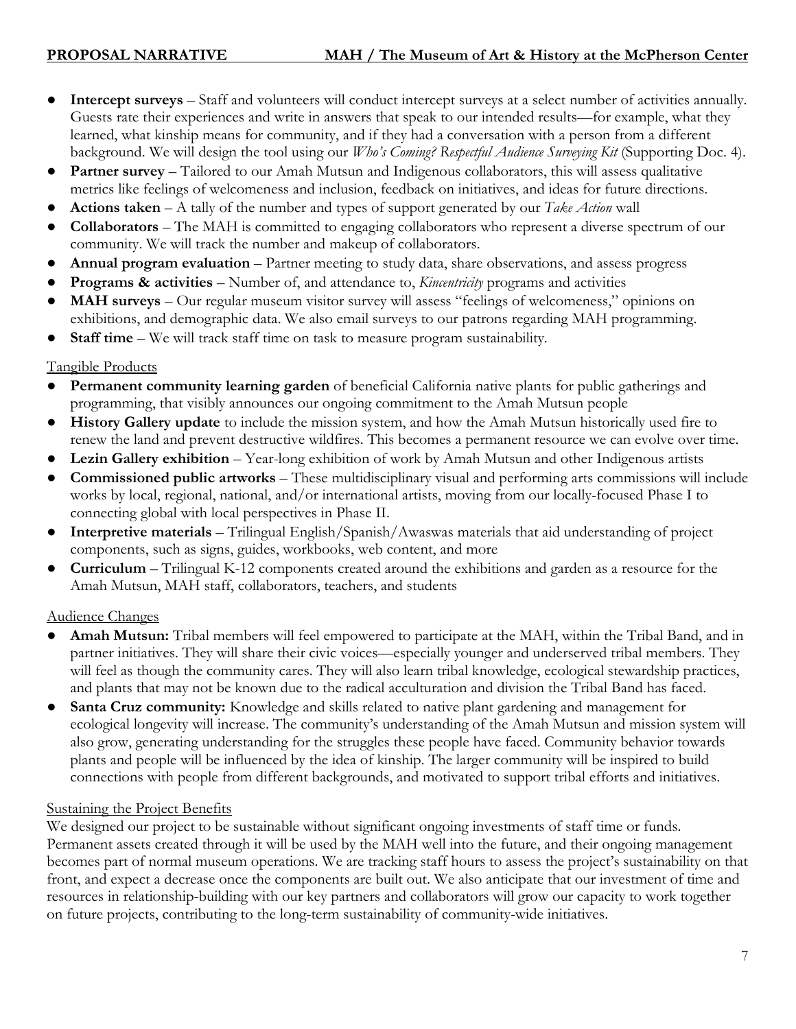- **Intercept surveys** – Staff and volunteers will conduct intercept surveys at a select number of activities annually. Guests rate their experiences and write in answers that speak to our intended results—for example, what they learned, what kinship means for community, and if they had a conversation with a person from a different background. We will design the tool using our *Who's Coming? Respectful Audience Surveying Kit* (Supporting Doc. 4).
- **Partner survey** – Tailored to our Amah Mutsun and Indigenous collaborators, this will assess qualitative metrics like feelings of welcomeness and inclusion, feedback on initiatives, and ideas for future directions.
- **Actions taken** – A tally of the number and types of support generated by our *Take Action* wall
- **Collaborators** – The MAH is committed to engaging collaborators who represent a diverse spectrum of our community. We will track the number and makeup of collaborators.
- **Annual program evaluation** – Partner meeting to study data, share observations, and assess progress
- **Programs & activities** – Number of, and attendance to, *Kincentricity* programs and activities
- **MAH surveys** – Our regular museum visitor survey will assess "feelings of welcomeness," opinions on exhibitions, and demographic data. We also email surveys to our patrons regarding MAH programming.
- **Staff time** – We will track staff time on task to measure program sustainability.

<u>Tangible Products</u>

- **Permanent community learning garden** of beneficial California native plants for public gatherings and programming, that visibly announces our ongoing commitment to the Amah Mutsun people
- **History Gallery update** to include the mission system, and how the Amah Mutsun historically used fire to renew the land and prevent destructive wildfires. This becomes a permanent resource we can evolve over time.
- **Lezin Gallery exhibition** – Year-long exhibition of work by Amah Mutsun and other Indigenous artists
- **Commissioned public artworks** – These multidisciplinary visual and performing arts commissions will include works by local, regional, national, and/or international artists, moving from our locally-focused Phase I to connecting global with local perspectives in Phase II.
- **Interpretive materials** – Trilingual English/Spanish/Awaswas materials that aid understanding of project components, such as signs, guides, workbooks, web content, and more
- **Curriculum** – Trilingual K-12 components created around the exhibitions and garden as a resource for the Amah Mutsun, MAH staff, collaborators, teachers, and students

<u>Audience Changes</u>

- **Amah Mutsun:** Tribal members will feel empowered to participate at the MAH, within the Tribal Band, and in partner initiatives. They will share their civic voices—especially younger and underserved tribal members. They will feel as though the community cares. They will also learn tribal knowledge, ecological stewardship practices, and plants that may not be known due to the radical acculturation and division the Tribal Band has faced.
- **Santa Cruz community:** Knowledge and skills related to native plant gardening and management for ecological longevity will increase. The community's understanding of the Amah Mutsun and mission system will also grow, generating understanding for the struggles these people have faced. Community behavior towards plants and people will be influenced by the idea of kinship. The larger community will be inspired to build connections with people from different backgrounds, and motivated to support tribal efforts and initiatives.

<u>Sustaining the Project Benefits</u>

We designed our project to be sustainable without significant ongoing investments of staff time or funds. Permanent assets created through it will be used by the MAH well into the future, and their ongoing management becomes part of normal museum operations. We are tracking staff hours to assess the project's sustainability on that front, and expect a decrease once the components are built out. We also anticipate that our investment of time and resources in relationship-building with our key partners and collaborators will grow our capacity to work together on future projects, contributing to the long-term sustainability of community-wide initiatives.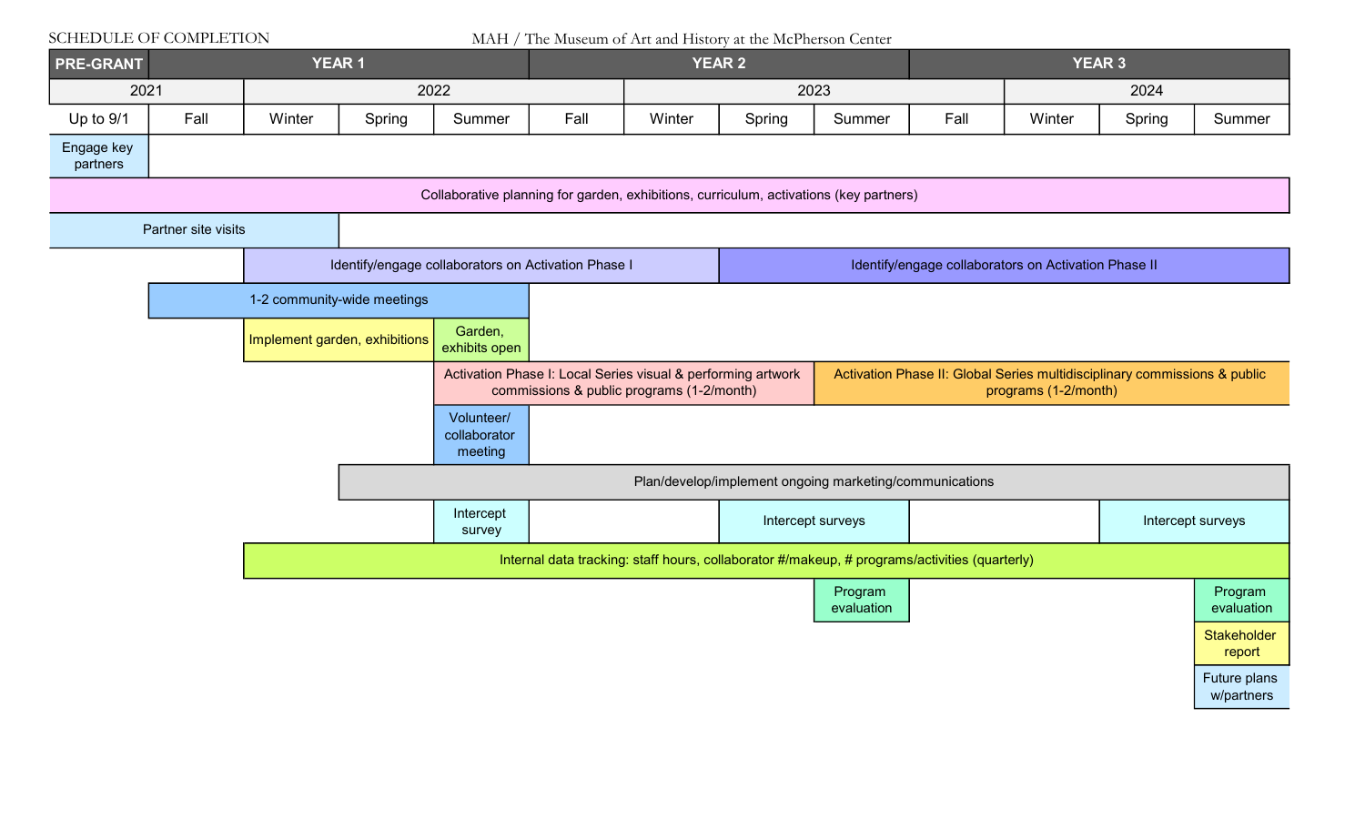SCHEDULE OF COMPLETION

MAH / The Museum of Art and History at the McPherson Center

| PRE-GRANT | YEAR 1 | | | | YEAR 2 | | | | YEAR 3 | | | |
|---|---|---|---|---|---|---|---|---|---|---|---|---|
| 2021 | | 2022 | | | | 2023 | | | | 2024 | | |
| Up to 9/1 | Fall | Winter | Spring | Summer | Fall | Winter | Spring | Summer | Fall | Winter | Spring | Summer |
| Engage key partners | | | | | | | | | | | | |
| Collaborative planning for garden, exhibitions, curriculum, activations (key partners) | | | | | | | | | | | | |
| Partner site visits | | | | | | | | | | | | |
| | | Identify/engage collaborators on Activation Phase I | | | | | Identify/engage collaborators on Activation Phase II | | | | | |
| | 1-2 community-wide meetings | | | | | | | | | | | |
| | | Implement garden, exhibitions | | Garden, exhibits open | | | | | | | | |
| | | | | Activation Phase I: Local Series visual & performing artwork commissions & public programs (1-2/month) | | | | Activation Phase II: Global Series multidisciplinary commissions & public programs (1-2/month) | | | | |
| | | | | Volunteer/ collaborator meeting | | | | | | | | |
| | | | Plan/develop/implement ongoing marketing/communications | | | | | | | | | |
| | | | | Intercept survey | | | Intercept surveys | | | | Intercept surveys | |
| | | Internal data tracking: staff hours, collaborator #/makeup, # programs/activities (quarterly) | | | | | | | | | | |
| | | | | | | | | Program evaluation | | | | Program evaluation |
| | | | | | | | | | | | | Stakeholder report |
| | | | | | | | | | | | | Future plans w/partners |